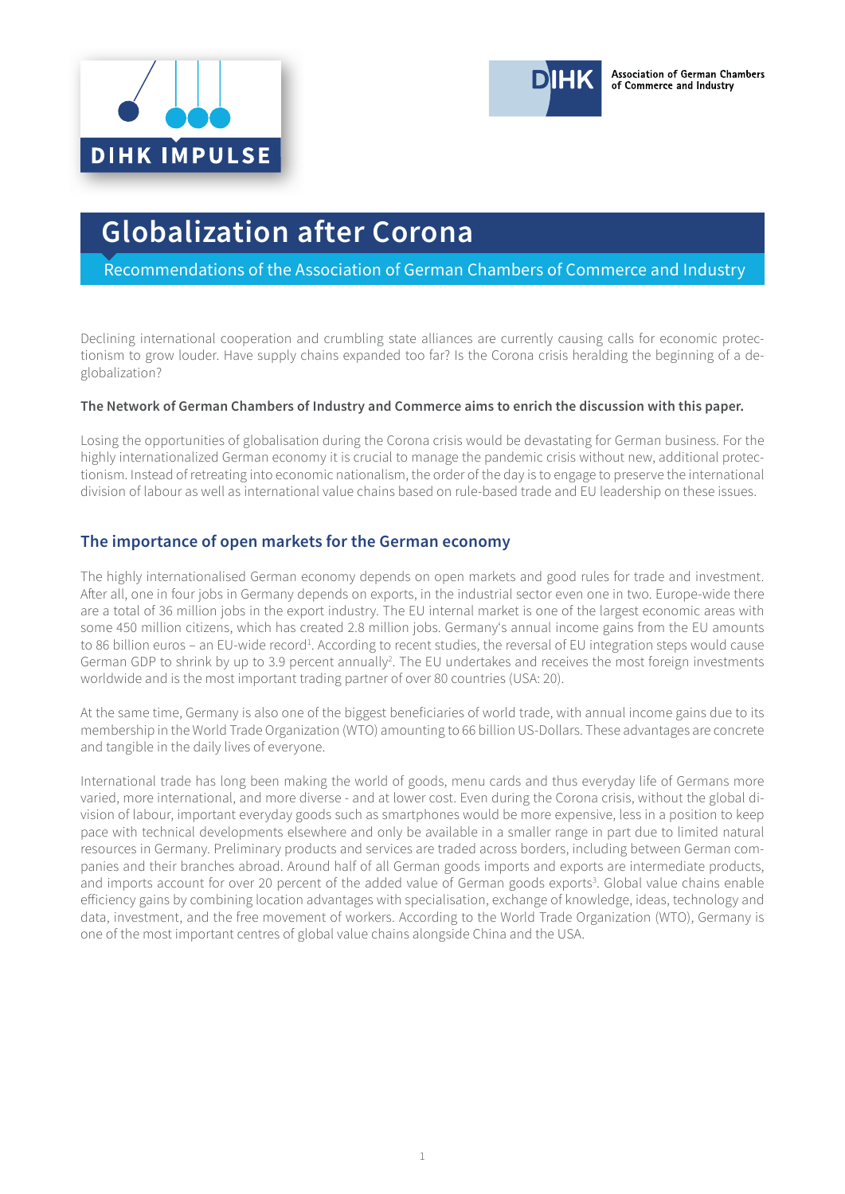DIHK IMPULSE

DIHK Association of German Chambers of Commerce and Industry

# Globalization after Corona

Recommendations of the Association of German Chambers of Commerce and Industry

Declining international cooperation and crumbling state alliances are currently causing calls for economic protectionism to grow louder. Have supply chains expanded too far? Is the Corona crisis heralding the beginning of a deglobalization?

**The Network of German Chambers of Industry and Commerce aims to enrich the discussion with this paper.**

Losing the opportunities of globalisation during the Corona crisis would be devastating for German business. For the highly internationalized German economy it is crucial to manage the pandemic crisis without new, additional protectionism. Instead of retreating into economic nationalism, the order of the day is to engage to preserve the international division of labour as well as international value chains based on rule-based trade and EU leadership on these issues.

## The importance of open markets for the German economy

The highly internationalised German economy depends on open markets and good rules for trade and investment. After all, one in four jobs in Germany depends on exports, in the industrial sector even one in two. Europe-wide there are a total of 36 million jobs in the export industry. The EU internal market is one of the largest economic areas with some 450 million citizens, which has created 2.8 million jobs. Germany's annual income gains from the EU amounts to 86 billion euros – an EU-wide record[1]. According to recent studies, the reversal of EU integration steps would cause German GDP to shrink by up to 3.9 percent annually[2]. The EU undertakes and receives the most foreign investments worldwide and is the most important trading partner of over 80 countries (USA: 20).

At the same time, Germany is also one of the biggest beneficiaries of world trade, with annual income gains due to its membership in the World Trade Organization (WTO) amounting to 66 billion US-Dollars. These advantages are concrete and tangible in the daily lives of everyone.

International trade has long been making the world of goods, menu cards and thus everyday life of Germans more varied, more international, and more diverse - and at lower cost. Even during the Corona crisis, without the global division of labour, important everyday goods such as smartphones would be more expensive, less in a position to keep pace with technical developments elsewhere and only be available in a smaller range in part due to limited natural resources in Germany. Preliminary products and services are traded across borders, including between German companies and their branches abroad. Around half of all German goods imports and exports are intermediate products, and imports account for over 20 percent of the added value of German goods exports[3]. Global value chains enable efficiency gains by combining location advantages with specialisation, exchange of knowledge, ideas, technology and data, investment, and the free movement of workers. According to the World Trade Organization (WTO), Germany is one of the most important centres of global value chains alongside China and the USA.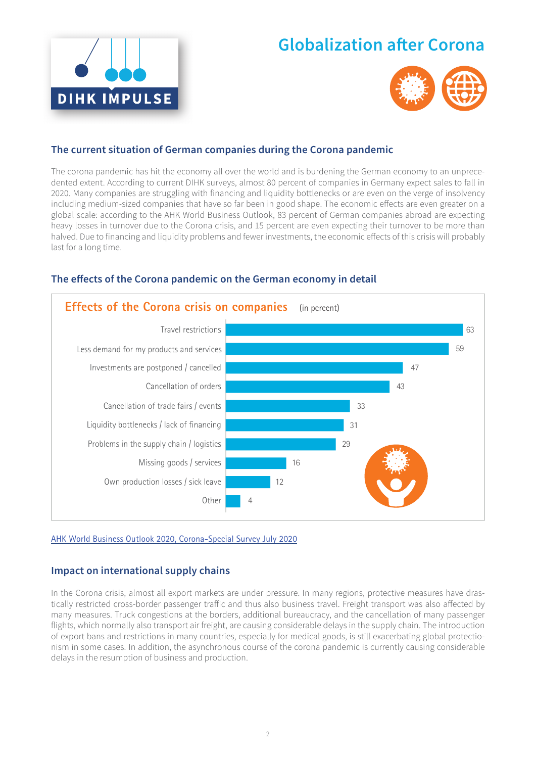# Globalization after Corona

## The current situation of German companies during the Corona pandemic

The corona pandemic has hit the economy all over the world and is burdening the German economy to an unprecedented extent. According to current DIHK surveys, almost 80 percent of companies in Germany expect sales to fall in 2020. Many companies are struggling with financing and liquidity bottlenecks or are even on the verge of insolvency including medium-sized companies that have so far been in good shape. The economic effects are even greater on a global scale: according to the AHK World Business Outlook, 83 percent of German companies abroad are expecting heavy losses in turnover due to the Corona crisis, and 15 percent are even expecting their turnover to be more than halved. Due to financing and liquidity problems and fewer investments, the economic effects of this crisis will probably last for a long time.

## The effects of the Corona pandemic on the German economy in detail

**Effects of the Corona crisis on companies** (in percent)

| Effect | Percent |
|---|---|
| Travel restrictions | 63 |
| Less demand for my products and services | 59 |
| Investments are postponed / cancelled | 47 |
| Cancellation of orders | 43 |
| Cancellation of trade fairs / events | 33 |
| Liquidity bottlenecks / lack of financing | 31 |
| Problems in the supply chain / logistics | 29 |
| Missing goods / services | 16 |
| Own production losses / sick leave | 12 |
| Other | 4 |

AHK World Business Outlook 2020, Corona-Special Survey July 2020

## Impact on international supply chains

In the Corona crisis, almost all export markets are under pressure. In many regions, protective measures have drastically restricted cross-border passenger traffic and thus also business travel. Freight transport was also affected by many measures. Truck congestions at the borders, additional bureaucracy, and the cancellation of many passenger flights, which normally also transport air freight, are causing considerable delays in the supply chain. The introduction of export bans and restrictions in many countries, especially for medical goods, is still exacerbating global protectionism in some cases. In addition, the asynchronous course of the corona pandemic is currently causing considerable delays in the resumption of business and production.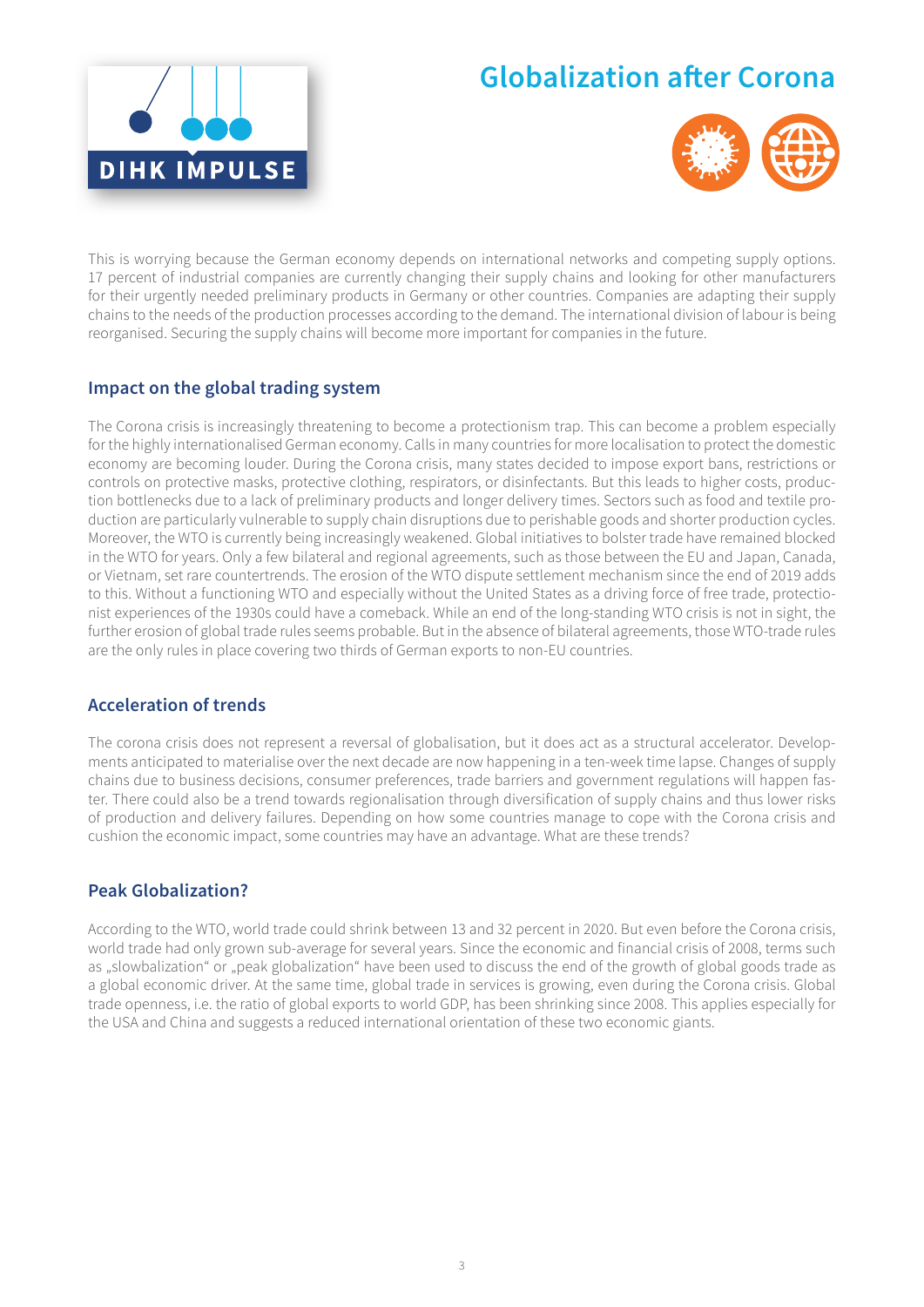This is worrying because the German economy depends on international networks and competing supply options. 17 percent of industrial companies are currently changing their supply chains and looking for other manufacturers for their urgently needed preliminary products in Germany or other countries. Companies are adapting their supply chains to the needs of the production processes according to the demand. The international division of labour is being reorganised. Securing the supply chains will become more important for companies in the future.

## Impact on the global trading system

The Corona crisis is increasingly threatening to become a protectionism trap. This can become a problem especially for the highly internationalised German economy. Calls in many countries for more localisation to protect the domestic economy are becoming louder. During the Corona crisis, many states decided to impose export bans, restrictions or controls on protective masks, protective clothing, respirators, or disinfectants. But this leads to higher costs, production bottlenecks due to a lack of preliminary products and longer delivery times. Sectors such as food and textile production are particularly vulnerable to supply chain disruptions due to perishable goods and shorter production cycles. Moreover, the WTO is currently being increasingly weakened. Global initiatives to bolster trade have remained blocked in the WTO for years. Only a few bilateral and regional agreements, such as those between the EU and Japan, Canada, or Vietnam, set rare countertrends. The erosion of the WTO dispute settlement mechanism since the end of 2019 adds to this. Without a functioning WTO and especially without the United States as a driving force of free trade, protectionist experiences of the 1930s could have a comeback. While an end of the long-standing WTO crisis is not in sight, the further erosion of global trade rules seems probable. But in the absence of bilateral agreements, those WTO-trade rules are the only rules in place covering two thirds of German exports to non-EU countries.

## Acceleration of trends

The corona crisis does not represent a reversal of globalisation, but it does act as a structural accelerator. Developments anticipated to materialise over the next decade are now happening in a ten-week time lapse. Changes of supply chains due to business decisions, consumer preferences, trade barriers and government regulations will happen faster. There could also be a trend towards regionalisation through diversification of supply chains and thus lower risks of production and delivery failures. Depending on how some countries manage to cope with the Corona crisis and cushion the economic impact, some countries may have an advantage. What are these trends?

## Peak Globalization?

According to the WTO, world trade could shrink between 13 and 32 percent in 2020. But even before the Corona crisis, world trade had only grown sub-average for several years. Since the economic and financial crisis of 2008, terms such as „slowbalization“ or „peak globalization“ have been used to discuss the end of the growth of global goods trade as a global economic driver. At the same time, global trade in services is growing, even during the Corona crisis. Global trade openness, i.e. the ratio of global exports to world GDP, has been shrinking since 2008. This applies especially for the USA and China and suggests a reduced international orientation of these two economic giants.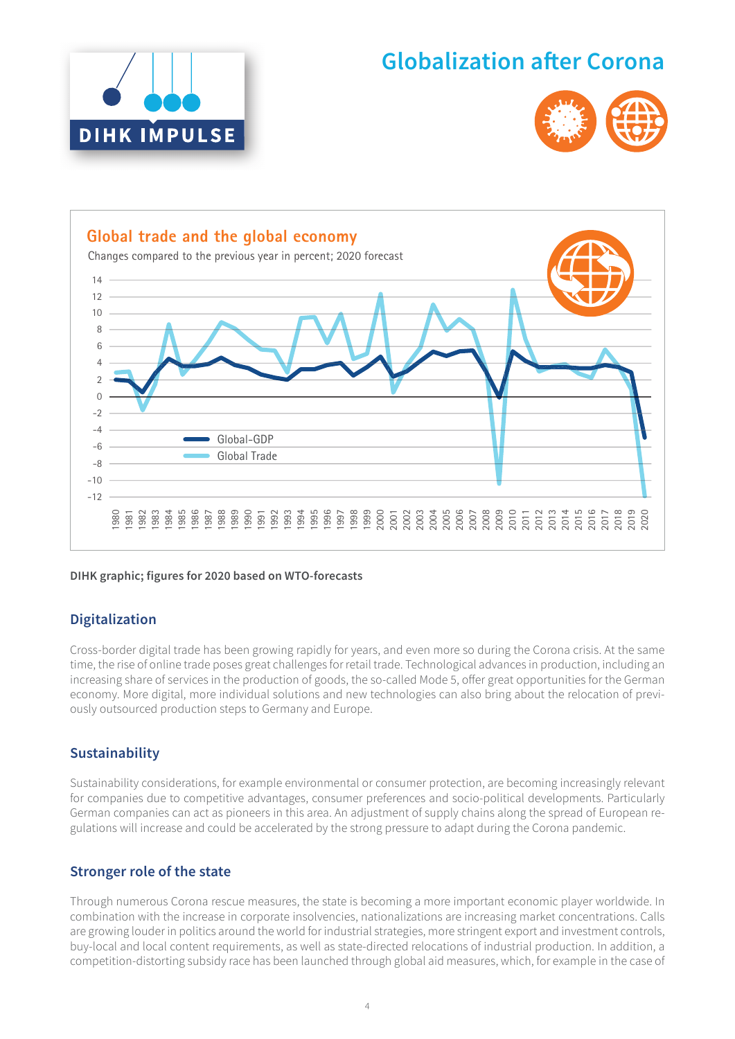# Globalization after Corona

## Global trade and the global economy

Changes compared to the previous year in percent; 2020 forecast

DIHK graphic; figures for 2020 based on WTO-forecasts

## Digitalization

Cross-border digital trade has been growing rapidly for years, and even more so during the Corona crisis. At the same time, the rise of online trade poses great challenges for retail trade. Technological advances in production, including an increasing share of services in the production of goods, the so-called Mode 5, offer great opportunities for the German economy. More digital, more individual solutions and new technologies can also bring about the relocation of previously outsourced production steps to Germany and Europe.

## Sustainability

Sustainability considerations, for example environmental or consumer protection, are becoming increasingly relevant for companies due to competitive advantages, consumer preferences and socio-political developments. Particularly German companies can act as pioneers in this area. An adjustment of supply chains along the spread of European regulations will increase and could be accelerated by the strong pressure to adapt during the Corona pandemic.

## Stronger role of the state

Through numerous Corona rescue measures, the state is becoming a more important economic player worldwide. In combination with the increase in corporate insolvencies, nationalizations are increasing market concentrations. Calls are growing louder in politics around the world for industrial strategies, more stringent export and investment controls, buy-local and local content requirements, as well as state-directed relocations of industrial production. In addition, a competition-distorting subsidy race has been launched through global aid measures, which, for example in the case of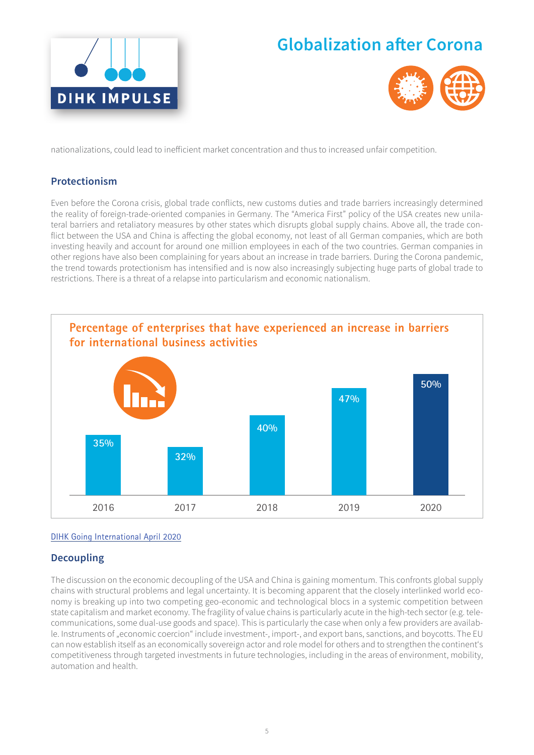nationalizations, could lead to inefficient market concentration and thus to increased unfair competition.

## Protectionism

Even before the Corona crisis, global trade conflicts, new customs duties and trade barriers increasingly determined the reality of foreign-trade-oriented companies in Germany. The "America First" policy of the USA creates new unilateral barriers and retaliatory measures by other states which disrupts global supply chains. Above all, the trade conflict between the USA and China is affecting the global economy, not least of all German companies, which are both investing heavily and account for around one million employees in each of the two countries. German companies in other regions have also been complaining for years about an increase in trade barriers. During the Corona pandemic, the trend towards protectionism has intensified and is now also increasingly subjecting huge parts of global trade to restrictions. There is a threat of a relapse into particularism and economic nationalism.

### Percentage of enterprises that have experienced an increase in barriers for international business activities

| Year | Percentage |
| --- | --- |
| 2016 | 35% |
| 2017 | 32% |
| 2018 | 40% |
| 2019 | 47% |
| 2020 | 50% |

DIHK Going International April 2020

## Decoupling

The discussion on the economic decoupling of the USA and China is gaining momentum. This confronts global supply chains with structural problems and legal uncertainty. It is becoming apparent that the closely interlinked world economy is breaking up into two competing geo-economic and technological blocs in a systemic competition between state capitalism and market economy. The fragility of value chains is particularly acute in the high-tech sector (e.g. telecommunications, some dual-use goods and space). This is particularly the case when only a few providers are available. Instruments of „economic coercion" include investment-, import-, and export bans, sanctions, and boycotts. The EU can now establish itself as an economically sovereign actor and role model for others and to strengthen the continent's competitiveness through targeted investments in future technologies, including in the areas of environment, mobility, automation and health.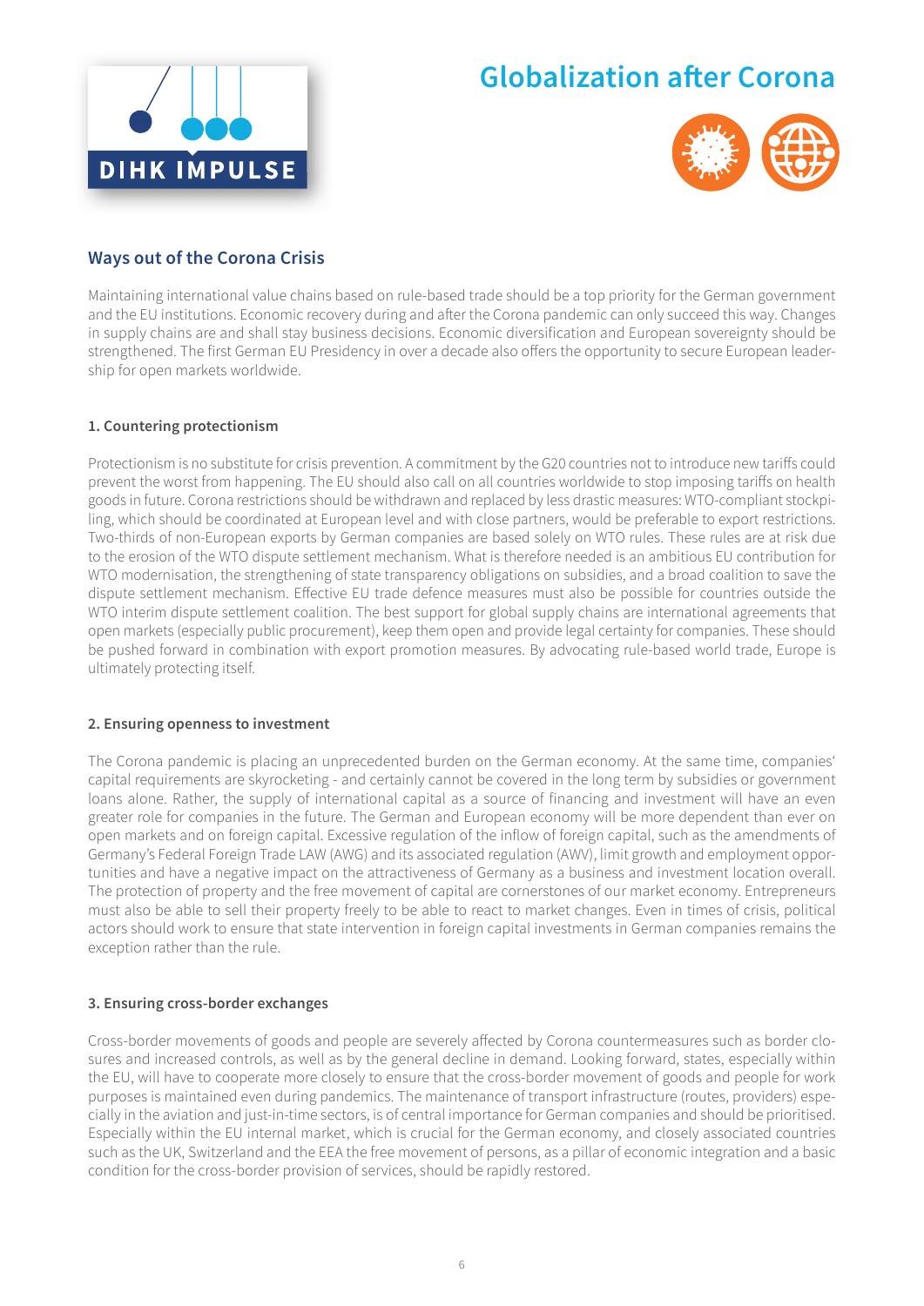# Globalization after Corona

## Ways out of the Corona Crisis

Maintaining international value chains based on rule-based trade should be a top priority for the German government and the EU institutions. Economic recovery during and after the Corona pandemic can only succeed this way. Changes in supply chains are and shall stay business decisions. Economic diversification and European sovereignty should be strengthened. The first German EU Presidency in over a decade also offers the opportunity to secure European leadership for open markets worldwide.

### 1. Countering protectionism

Protectionism is no substitute for crisis prevention. A commitment by the G20 countries not to introduce new tariffs could prevent the worst from happening. The EU should also call on all countries worldwide to stop imposing tariffs on health goods in future. Corona restrictions should be withdrawn and replaced by less drastic measures: WTO-compliant stockpiling, which should be coordinated at European level and with close partners, would be preferable to export restrictions. Two-thirds of non-European exports by German companies are based solely on WTO rules. These rules are at risk due to the erosion of the WTO dispute settlement mechanism. What is therefore needed is an ambitious EU contribution for WTO modernisation, the strengthening of state transparency obligations on subsidies, and a broad coalition to save the dispute settlement mechanism. Effective EU trade defence measures must also be possible for countries outside the WTO interim dispute settlement coalition. The best support for global supply chains are international agreements that open markets (especially public procurement), keep them open and provide legal certainty for companies. These should be pushed forward in combination with export promotion measures. By advocating rule-based world trade, Europe is ultimately protecting itself.

### 2. Ensuring openness to investment

The Corona pandemic is placing an unprecedented burden on the German economy. At the same time, companies' capital requirements are skyrocketing - and certainly cannot be covered in the long term by subsidies or government loans alone. Rather, the supply of international capital as a source of financing and investment will have an even greater role for companies in the future. The German and European economy will be more dependent than ever on open markets and on foreign capital. Excessive regulation of the inflow of foreign capital, such as the amendments of Germany's Federal Foreign Trade LAW (AWG) and its associated regulation (AWV), limit growth and employment opportunities and have a negative impact on the attractiveness of Germany as a business and investment location overall. The protection of property and the free movement of capital are cornerstones of our market economy. Entrepreneurs must also be able to sell their property freely to be able to react to market changes. Even in times of crisis, political actors should work to ensure that state intervention in foreign capital investments in German companies remains the exception rather than the rule.

### 3. Ensuring cross-border exchanges

Cross-border movements of goods and people are severely affected by Corona countermeasures such as border closures and increased controls, as well as by the general decline in demand. Looking forward, states, especially within the EU, will have to cooperate more closely to ensure that the cross-border movement of goods and people for work purposes is maintained even during pandemics. The maintenance of transport infrastructure (routes, providers) especially in the aviation and just-in-time sectors, is of central importance for German companies and should be prioritised. Especially within the EU internal market, which is crucial for the German economy, and closely associated countries such as the UK, Switzerland and the EEA the free movement of persons, as a pillar of economic integration and a basic condition for the cross-border provision of services, should be rapidly restored.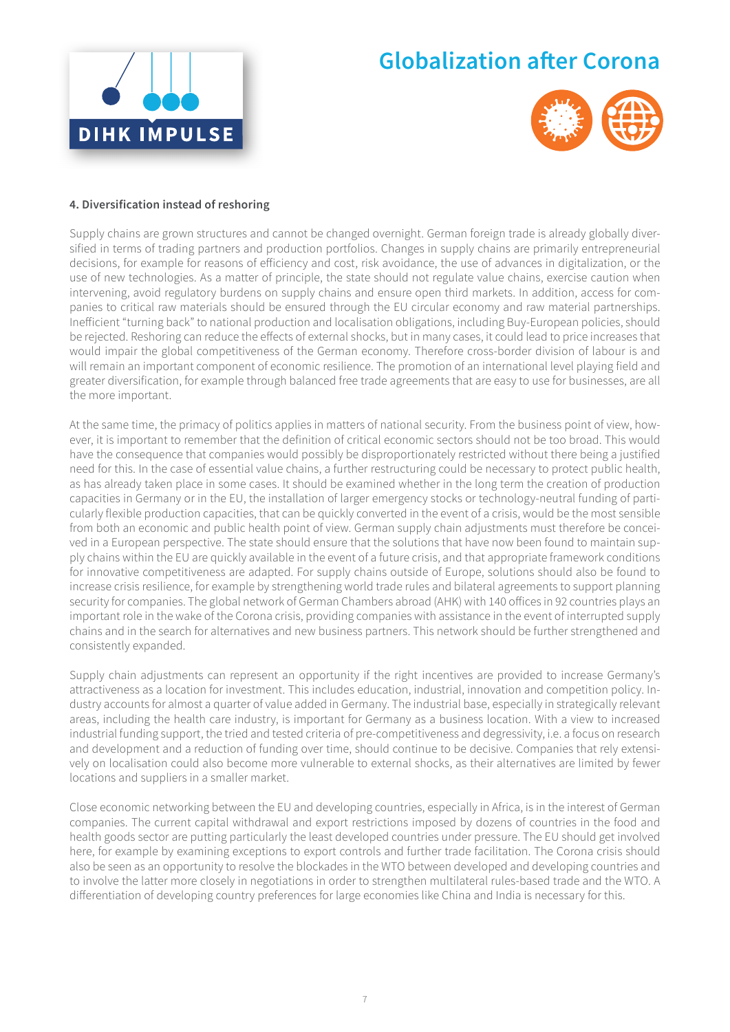#### 4. Diversification instead of reshoring

Supply chains are grown structures and cannot be changed overnight. German foreign trade is already globally diversified in terms of trading partners and production portfolios. Changes in supply chains are primarily entrepreneurial decisions, for example for reasons of efficiency and cost, risk avoidance, the use of advances in digitalization, or the use of new technologies. As a matter of principle, the state should not regulate value chains, exercise caution when intervening, avoid regulatory burdens on supply chains and ensure open third markets. In addition, access for companies to critical raw materials should be ensured through the EU circular economy and raw material partnerships. Inefficient "turning back" to national production and localisation obligations, including Buy-European policies, should be rejected. Reshoring can reduce the effects of external shocks, but in many cases, it could lead to price increases that would impair the global competitiveness of the German economy. Therefore cross-border division of labour is and will remain an important component of economic resilience. The promotion of an international level playing field and greater diversification, for example through balanced free trade agreements that are easy to use for businesses, are all the more important.

At the same time, the primacy of politics applies in matters of national security. From the business point of view, however, it is important to remember that the definition of critical economic sectors should not be too broad. This would have the consequence that companies would possibly be disproportionately restricted without there being a justified need for this. In the case of essential value chains, a further restructuring could be necessary to protect public health, as has already taken place in some cases. It should be examined whether in the long term the creation of production capacities in Germany or in the EU, the installation of larger emergency stocks or technology-neutral funding of particularly flexible production capacities, that can be quickly converted in the event of a crisis, would be the most sensible from both an economic and public health point of view. German supply chain adjustments must therefore be conceived in a European perspective. The state should ensure that the solutions that have now been found to maintain supply chains within the EU are quickly available in the event of a future crisis, and that appropriate framework conditions for innovative competitiveness are adapted. For supply chains outside of Europe, solutions should also be found to increase crisis resilience, for example by strengthening world trade rules and bilateral agreements to support planning security for companies. The global network of German Chambers abroad (AHK) with 140 offices in 92 countries plays an important role in the wake of the Corona crisis, providing companies with assistance in the event of interrupted supply chains and in the search for alternatives and new business partners. This network should be further strengthened and consistently expanded.

Supply chain adjustments can represent an opportunity if the right incentives are provided to increase Germany's attractiveness as a location for investment. This includes education, industrial, innovation and competition policy. Industry accounts for almost a quarter of value added in Germany. The industrial base, especially in strategically relevant areas, including the health care industry, is important for Germany as a business location. With a view to increased industrial funding support, the tried and tested criteria of pre-competitiveness and degressivity, i.e. a focus on research and development and a reduction of funding over time, should continue to be decisive. Companies that rely extensively on localisation could also become more vulnerable to external shocks, as their alternatives are limited by fewer locations and suppliers in a smaller market.

Close economic networking between the EU and developing countries, especially in Africa, is in the interest of German companies. The current capital withdrawal and export restrictions imposed by dozens of countries in the food and health goods sector are putting particularly the least developed countries under pressure. The EU should get involved here, for example by examining exceptions to export controls and further trade facilitation. The Corona crisis should also be seen as an opportunity to resolve the blockades in the WTO between developed and developing countries and to involve the latter more closely in negotiations in order to strengthen multilateral rules-based trade and the WTO. A differentiation of developing country preferences for large economies like China and India is necessary for this.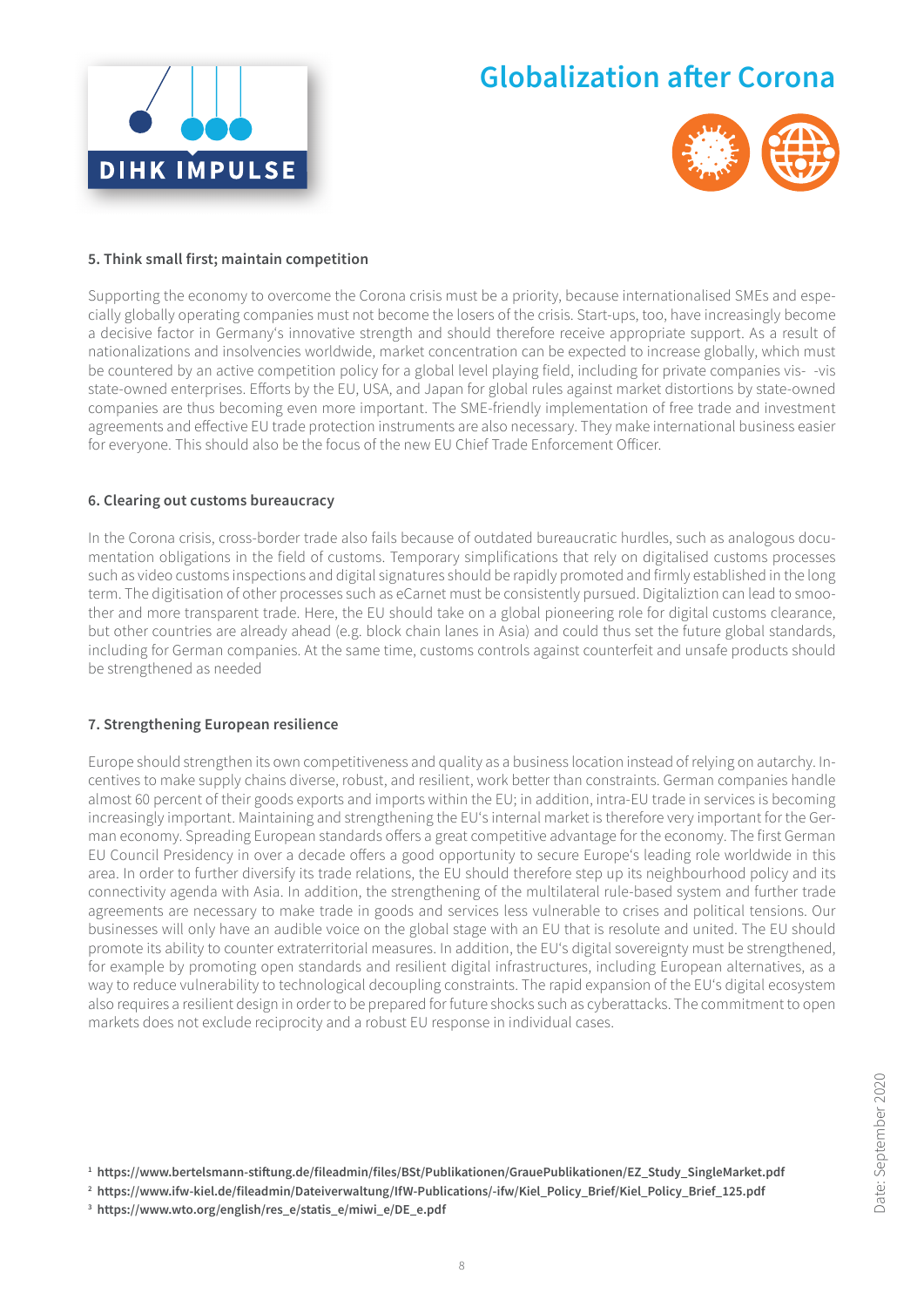### 5. Think small first; maintain competition

Supporting the economy to overcome the Corona crisis must be a priority, because internationalised SMEs and especially globally operating companies must not become the losers of the crisis. Start-ups, too, have increasingly become a decisive factor in Germany's innovative strength and should therefore receive appropriate support. As a result of nationalizations and insolvencies worldwide, market concentration can be expected to increase globally, which must be countered by an active competition policy for a global level playing field, including for private companies vis- -vis state-owned enterprises. Efforts by the EU, USA, and Japan for global rules against market distortions by state-owned companies are thus becoming even more important. The SME-friendly implementation of free trade and investment agreements and effective EU trade protection instruments are also necessary. They make international business easier for everyone. This should also be the focus of the new EU Chief Trade Enforcement Officer.

### 6. Clearing out customs bureaucracy

In the Corona crisis, cross-border trade also fails because of outdated bureaucratic hurdles, such as analogous documentation obligations in the field of customs. Temporary simplifications that rely on digitalised customs processes such as video customs inspections and digital signatures should be rapidly promoted and firmly established in the long term. The digitisation of other processes such as eCarnet must be consistently pursued. Digitaliztion can lead to smoother and more transparent trade. Here, the EU should take on a global pioneering role for digital customs clearance, but other countries are already ahead (e.g. block chain lanes in Asia) and could thus set the future global standards, including for German companies. At the same time, customs controls against counterfeit and unsafe products should be strengthened as needed

### 7. Strengthening European resilience

Europe should strengthen its own competitiveness and quality as a business location instead of relying on autarchy. Incentives to make supply chains diverse, robust, and resilient, work better than constraints. German companies handle almost 60 percent of their goods exports and imports within the EU; in addition, intra-EU trade in services is becoming increasingly important. Maintaining and strengthening the EU's internal market is therefore very important for the German economy. Spreading European standards offers a great competitive advantage for the economy. The first German EU Council Presidency in over a decade offers a good opportunity to secure Europe's leading role worldwide in this area. In order to further diversify its trade relations, the EU should therefore step up its neighbourhood policy and its connectivity agenda with Asia. In addition, the strengthening of the multilateral rule-based system and further trade agreements are necessary to make trade in goods and services less vulnerable to crises and political tensions. Our businesses will only have an audible voice on the global stage with an EU that is resolute and united. The EU should promote its ability to counter extraterritorial measures. In addition, the EU's digital sovereignty must be strengthened, for example by promoting open standards and resilient digital infrastructures, including European alternatives, as a way to reduce vulnerability to technological decoupling constraints. The rapid expansion of the EU's digital ecosystem also requires a resilient design in order to be prepared for future shocks such as cyberattacks. The commitment to open markets does not exclude reciprocity and a robust EU response in individual cases.

[1] **https://www.bertelsmann-stiftung.de/fileadmin/files/BSt/Publikationen/GrauePublikationen/EZ_Study_SingleMarket.pdf**

[2] **https://www.ifw-kiel.de/fileadmin/Dateiverwaltung/IfW-Publications/-ifw/Kiel_Policy_Brief/Kiel_Policy_Brief_125.pdf**

[3] **https://www.wto.org/english/res_e/statis_e/miwi_e/DE_e.pdf**

Date: September 2020